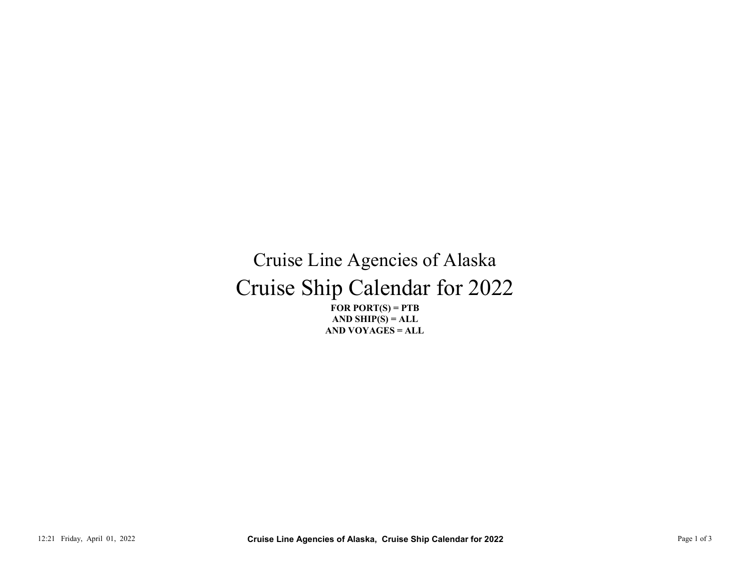# Cruise Line Agencies of Alaska

# Cruise Ship Calendar for 2022

**FOR PORT(S) = PTB**
**AND SHIP(S) = ALL**
**AND VOYAGES = ALL**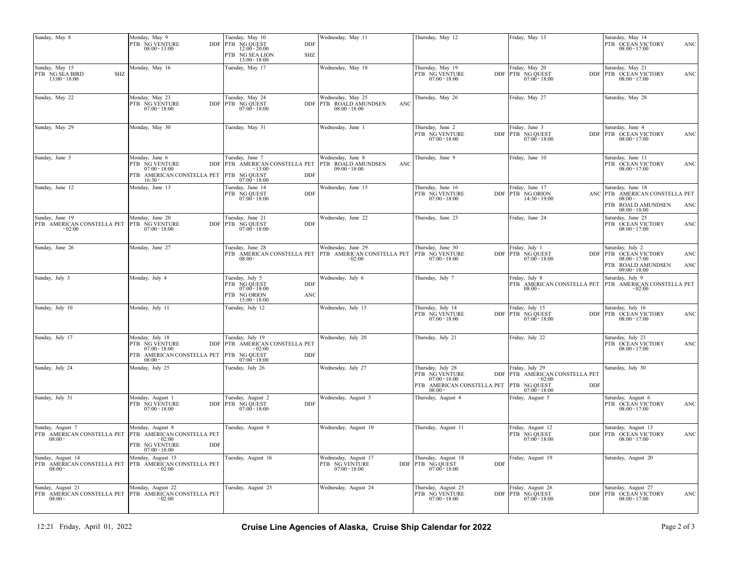| Sunday | Monday | Tuesday | Wednesday | Thursday | Friday | Saturday |
|---|---|---|---|---|---|---|
| Sunday, May 8 | Monday, May 9<br>PTB NG VENTURE DDF<br>08:00 - 13:00 | Tuesday, May 10<br>PTB NG QUEST DDF<br>12:00 - 20:00<br>PTB NG SEA LION SHZ<br>13:00 - 18:00 | Wednesday, May 11 | Thursday, May 12 | Friday, May 13 | Saturday, May 14<br>PTB OCEAN VICTORY ANC<br>08:00 - 17:00 |
| Sunday, May 15<br>PTB NG SEA BIRD SHZ<br>13:00 - 18:00 | Monday, May 16 | Tuesday, May 17 | Wednesday, May 18 | Thursday, May 19<br>PTB NG VENTURE DDF<br>07:00 - 18:00 | Friday, May 20<br>PTB NG QUEST DDF<br>07:00 - 18:00 | Saturday, May 21<br>PTB OCEAN VICTORY ANC<br>08:00 - 17:00 |
| Sunday, May 22 | Monday, May 23<br>PTB NG VENTURE DDF<br>07:00 - 18:00 | Tuesday, May 24<br>PTB NG QUEST DDF<br>07:00 - 18:00 | Wednesday, May 25<br>PTB ROALD AMUNDSEN ANC<br>08:00 - 18:00 | Thursday, May 26 | Friday, May 27 | Saturday, May 28 |
| Sunday, May 29 | Monday, May 30 | Tuesday, May 31 | Wednesday, June 1 | Thursday, June 2<br>PTB NG VENTURE DDF<br>07:00 - 18:00 | Friday, June 3<br>PTB NG QUEST DDF<br>07:00 - 18:00 | Saturday, June 4<br>PTB OCEAN VICTORY ANC<br>08:00 - 17:00 |
| Sunday, June 5 | Monday, June 6<br>PTB NG VENTURE DDF<br>07:00 - 18:00<br>PTB AMERICAN CONSTELLA PET<br>16:30 - | Tuesday, June 7<br>PTB AMERICAN CONSTELLA PET<br>- 13:00<br>PTB NG QUEST DDF<br>07:00 - 18:00 | Wednesday, June 8<br>PTB ROALD AMUNDSEN ANC<br>09:00 - 18:00 | Thursday, June 9 | Friday, June 10 | Saturday, June 11<br>PTB OCEAN VICTORY ANC<br>08:00 - 17:00 |
| Sunday, June 12 | Monday, June 13 | Tuesday, June 14<br>PTB NG QUEST DDF<br>07:00 - 18:00 | Wednesday, June 15 | Thursday, June 16<br>PTB NG VENTURE DDF<br>07:00 - 18:00 | Friday, June 17<br>PTB NG ORION ANC<br>14:30 - 19:00 | Saturday, June 18<br>PTB AMERICAN CONSTELLA PET<br>08:00 -<br>PTB ROALD AMUNDSEN ANC<br>08:00 - 18:00 |
| Sunday, June 19<br>PTB AMERICAN CONSTELLA PET<br>- 02:00 | Monday, June 20<br>PTB NG VENTURE DDF<br>07:00 - 18:00 | Tuesday, June 21<br>PTB NG QUEST DDF<br>07:00 - 18:00 | Wednesday, June 22 | Thursday, June 23 | Friday, June 24 | Saturday, June 25<br>PTB OCEAN VICTORY ANC<br>08:00 - 17:00 |
| Sunday, June 26 | Monday, June 27 | Tuesday, June 28<br>PTB AMERICAN CONSTELLA PET<br>08:00 - | Wednesday, June 29<br>PTB AMERICAN CONSTELLA PET<br>- 02:00 | Thursday, June 30<br>PTB NG VENTURE DDF<br>07:00 - 18:00 | Friday, July 1<br>PTB NG QUEST DDF<br>07:00 - 18:00 | Saturday, July 2<br>PTB OCEAN VICTORY ANC<br>08:00 - 17:00<br>PTB ROALD AMUNDSEN ANC<br>09:00 - 18:00 |
| Sunday, July 3 | Monday, July 4 | Tuesday, July 5<br>PTB NG QUEST DDF<br>07:00 - 18:00<br>PTB NG ORION ANC<br>15:00 - 18:00 | Wednesday, July 6 | Thursday, July 7 | Friday, July 8<br>PTB AMERICAN CONSTELLA PET<br>08:00 - | Saturday, July 9<br>PTB AMERICAN CONSTELLA PET<br>- 02:00 |
| Sunday, July 10 | Monday, July 11 | Tuesday, July 12 | Wednesday, July 13 | Thursday, July 14<br>PTB NG VENTURE DDF<br>07:00 - 18:00 | Friday, July 15<br>PTB NG QUEST DDF<br>07:00 - 18:00 | Saturday, July 16<br>PTB OCEAN VICTORY ANC<br>08:00 - 17:00 |
| Sunday, July 17 | Monday, July 18<br>PTB NG VENTURE DDF<br>07:00 - 18:00<br>PTB AMERICAN CONSTELLA PET<br>08:00 - | Tuesday, July 19<br>PTB AMERICAN CONSTELLA PET<br>- 02:00<br>PTB NG QUEST DDF<br>07:00 - 18:00 | Wednesday, July 20 | Thursday, July 21 | Friday, July 22 | Saturday, July 23<br>PTB OCEAN VICTORY ANC<br>08:00 - 17:00 |
| Sunday, July 24 | Monday, July 25 | Tuesday, July 26 | Wednesday, July 27 | Thursday, July 28<br>PTB NG VENTURE DDF<br>07:00 - 18:00<br>PTB AMERICAN CONSTELLA PET<br>08:00 - | Friday, July 29<br>PTB AMERICAN CONSTELLA PET<br>- 02:00<br>PTB NG QUEST DDF<br>07:00 - 18:00 | Saturday, July 30 |
| Sunday, July 31 | Monday, August 1<br>PTB NG VENTURE DDF<br>07:00 - 18:00 | Tuesday, August 2<br>PTB NG QUEST DDF<br>07:00 - 18:00 | Wednesday, August 3 | Thursday, August 4 | Friday, August 5 | Saturday, August 6<br>PTB OCEAN VICTORY ANC<br>08:00 - 17:00 |
| Sunday, August 7<br>PTB AMERICAN CONSTELLA PET<br>08:00 - | Monday, August 8<br>PTB AMERICAN CONSTELLA PET<br>- 02:00<br>PTB NG VENTURE DDF<br>07:00 - 18:00 | Tuesday, August 9 | Wednesday, August 10 | Thursday, August 11 | Friday, August 12<br>PTB NG QUEST DDF<br>07:00 - 18:00 | Saturday, August 13<br>PTB OCEAN VICTORY ANC<br>08:00 - 17:00 |
| Sunday, August 14<br>PTB AMERICAN CONSTELLA PET<br>08:00 - | Monday, August 15<br>PTB AMERICAN CONSTELLA PET<br>- 02:00 | Tuesday, August 16 | Wednesday, August 17<br>PTB NG VENTURE DDF<br>07:00 - 18:00 | Thursday, August 18<br>PTB NG QUEST DDF<br>07:00 - 18:00 | Friday, August 19 | Saturday, August 20 |
| Sunday, August 21<br>PTB AMERICAN CONSTELLA PET<br>08:00 - | Monday, August 22<br>PTB AMERICAN CONSTELLA PET<br>- 02:00 | Tuesday, August 23 | Wednesday, August 24 | Thursday, August 25<br>PTB NG VENTURE DDF<br>07:00 - 18:00 | Friday, August 26<br>PTB NG QUEST DDF<br>07:00 - 18:00 | Saturday, August 27<br>PTB OCEAN VICTORY ANC<br>08:00 - 17:00 |

12:21 Friday, April 01, 2022

**Cruise Line Agencies of Alaska, Cruise Ship Calendar for 2022**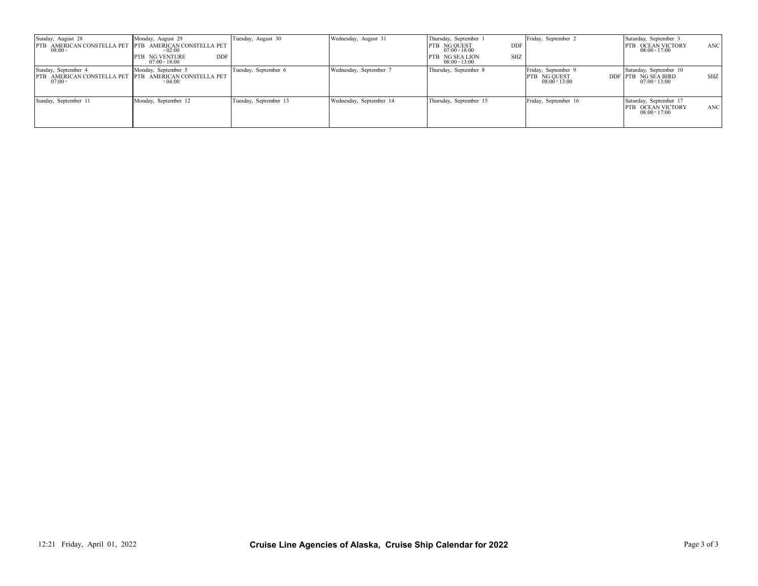| | | | | | | |
|---|---|---|---|---|---|---|
| Sunday, August 28<br>PTB AMERICAN CONSTELLA PET<br>08:00 - | Monday, August 29<br>PTB AMERICAN CONSTELLA PET<br>- 02:00<br>PTB NG VENTURE DDF<br>07:00 - 18:00 | Tuesday, August 30 | Wednesday, August 31 | Thursday, September 1<br>PTB NG QUEST DDF<br>07:00 - 18:00<br>PTB NG SEA LION SHZ<br>08:00 - 13:00 | Friday, September 2 | Saturday, September 3<br>PTB OCEAN VICTORY ANC<br>08:00 - 17:00 |
| Sunday, September 4<br>PTB AMERICAN CONSTELLA PET<br>07:00 - | Monday, September 5<br>PTB AMERICAN CONSTELLA PET<br>- 04:00 | Tuesday, September 6 | Wednesday, September 7 | Thursday, September 8 | Friday, September 9<br>PTB NG QUEST DDF<br>08:00 - 13:00 | Saturday, September 10<br>PTB NG SEA BIRD SHZ<br>07:00 - 13:00 |
| Sunday, September 11 | Monday, September 12 | Tuesday, September 13 | Wednesday, September 14 | Thursday, September 15 | Friday, September 16 | Saturday, September 17<br>PTB OCEAN VICTORY ANC<br>08:00 - 17:00 |

12:21 Friday, April 01, 2022

**Cruise Line Agencies of Alaska, Cruise Ship Calendar for 2022**